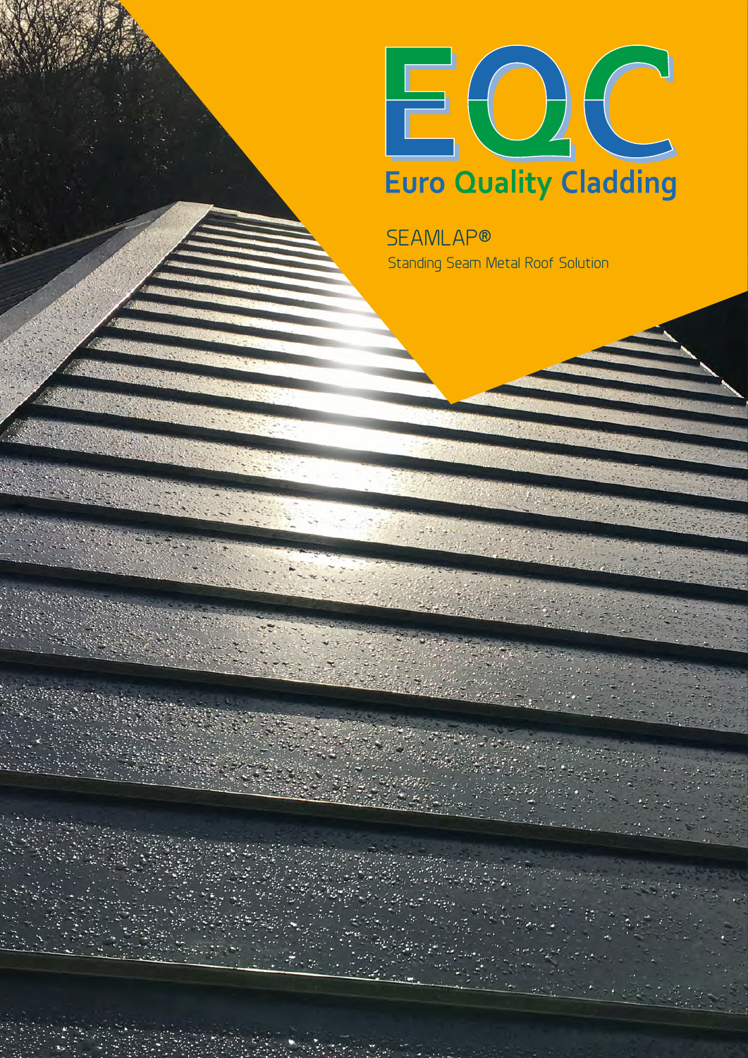# EQC

Euro Quality Cladding

## SEAMLAP®

Standing Seam Metal Roof Solution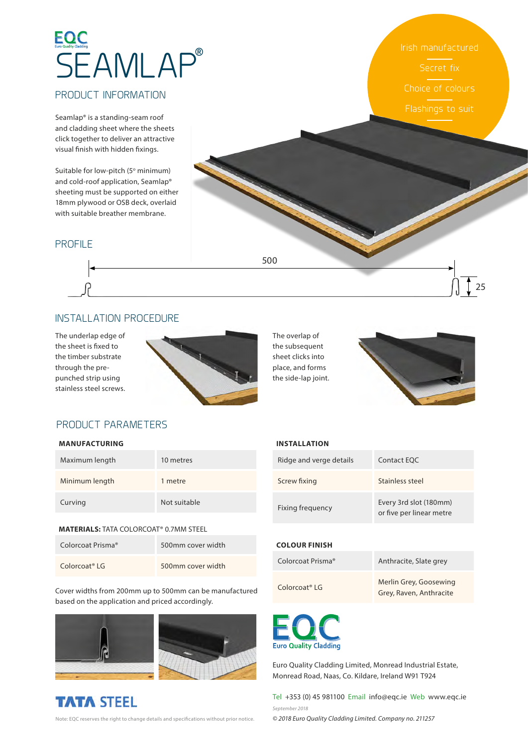EQC
Euro Quality Cladding

# SEAMLAP®

## PRODUCT INFORMATION

Seamlap® is a standing-seam roof and cladding sheet where the sheets click together to deliver an attractive visual finish with hidden fixings.

Suitable for low-pitch (5° minimum) and cold-roof application, Seamlap® sheeting must be supported on either 18mm plywood or OSB deck, overlaid with suitable breather membrane.

Irish manufactured

Secret fix

Choice of colours

Flashings to suit

## PROFILE

500

25

## INSTALLATION PROCEDURE

The underlap edge of the sheet is fixed to the timber substrate through the pre-punched strip using stainless steel screws.

The overlap of the subsequent sheet clicks into place, and forms the side-lap joint.

## PRODUCT PARAMETERS

**MANUFACTURING**

| | |
|---|---|
| Maximum length | 10 metres |
| Minimum length | 1 metre |
| Curving | Not suitable |

**MATERIALS:** TATA COLORCOAT® 0.7MM STEEL

| | |
|---|---|
| Colorcoat Prisma® | 500mm cover width |
| Colorcoat® LG | 500mm cover width |

Cover widths from 200mm up to 500mm can be manufactured based on the application and priced accordingly.

**INSTALLATION**

| | |
|---|---|
| Ridge and verge details | Contact EQC |
| Screw fixing | Stainless steel |
| Fixing frequency | Every 3rd slot (180mm) or five per linear metre |

**COLOUR FINISH**

| | |
|---|---|
| Colorcoat Prisma® | Anthracite, Slate grey |
| Colorcoat® LG | Merlin Grey, Goosewing Grey, Raven, Anthracite |

EQC
Euro Quality Cladding

Euro Quality Cladding Limited, Monread Industrial Estate, Monread Road, Naas, Co. Kildare, Ireland W91 T924

Tel +353 (0) 45 981100 Email info@eqc.ie Web www.eqc.ie

*September 2018*

*© 2018 Euro Quality Cladding Limited. Company no. 211257*

TATA STEEL

Note: EQC reserves the right to change details and specifications without prior notice.